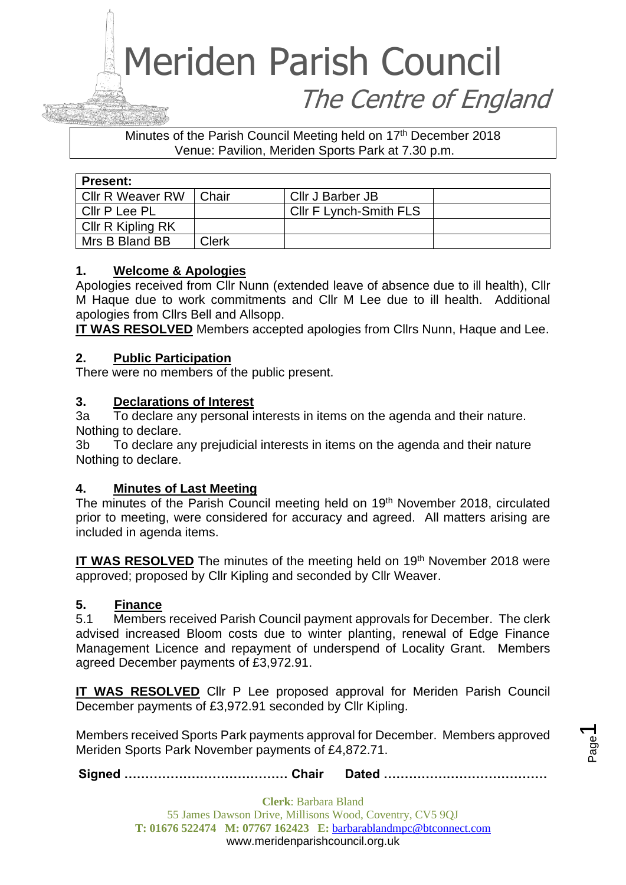# Meriden Parish Council

*The Centre of England*

Minutes of the Parish Council Meeting held on 17th December 2018
Venue: Pavilion, Meriden Sports Park at 7.30 p.m.

| Present: | | | |
|---|---|---|---|
| Cllr R Weaver RW | Chair | Cllr J Barber JB | |
| Cllr P Lee PL | | Cllr F Lynch-Smith FLS | |
| Cllr R Kipling RK | | | |
| Mrs B Bland BB | Clerk | | |

## 1. Welcome & Apologies

Apologies received from Cllr Nunn (extended leave of absence due to ill health), Cllr M Haque due to work commitments and Cllr M Lee due to ill health. Additional apologies from Cllrs Bell and Allsopp.

**IT WAS RESOLVED** Members accepted apologies from Cllrs Nunn, Haque and Lee.

## 2. Public Participation

There were no members of the public present.

## 3. Declarations of Interest

3a To declare any personal interests in items on the agenda and their nature.
Nothing to declare.

3b To declare any prejudicial interests in items on the agenda and their nature
Nothing to declare.

## 4. Minutes of Last Meeting

The minutes of the Parish Council meeting held on 19th November 2018, circulated prior to meeting, were considered for accuracy and agreed. All matters arising are included in agenda items.

**IT WAS RESOLVED** The minutes of the meeting held on 19th November 2018 were approved; proposed by Cllr Kipling and seconded by Cllr Weaver.

## 5. Finance

5.1 Members received Parish Council payment approvals for December. The clerk advised increased Bloom costs due to winter planting, renewal of Edge Finance Management Licence and repayment of underspend of Locality Grant. Members agreed December payments of £3,972.91.

**IT WAS RESOLVED** Cllr P Lee proposed approval for Meriden Parish Council December payments of £3,972.91 seconded by Cllr Kipling.

Members received Sports Park payments approval for December. Members approved Meriden Sports Park November payments of £4,872.71.

**Signed ………………………………… Chair Dated …………………………………**

**Clerk**: Barbara Bland
55 James Dawson Drive, Millisons Wood, Coventry, CV5 9QJ
**T:** 01676 522474 **M:** 07767 162423 **E:** barbarablandmpc@btconnect.com
www.meridenparishcouncil.org.uk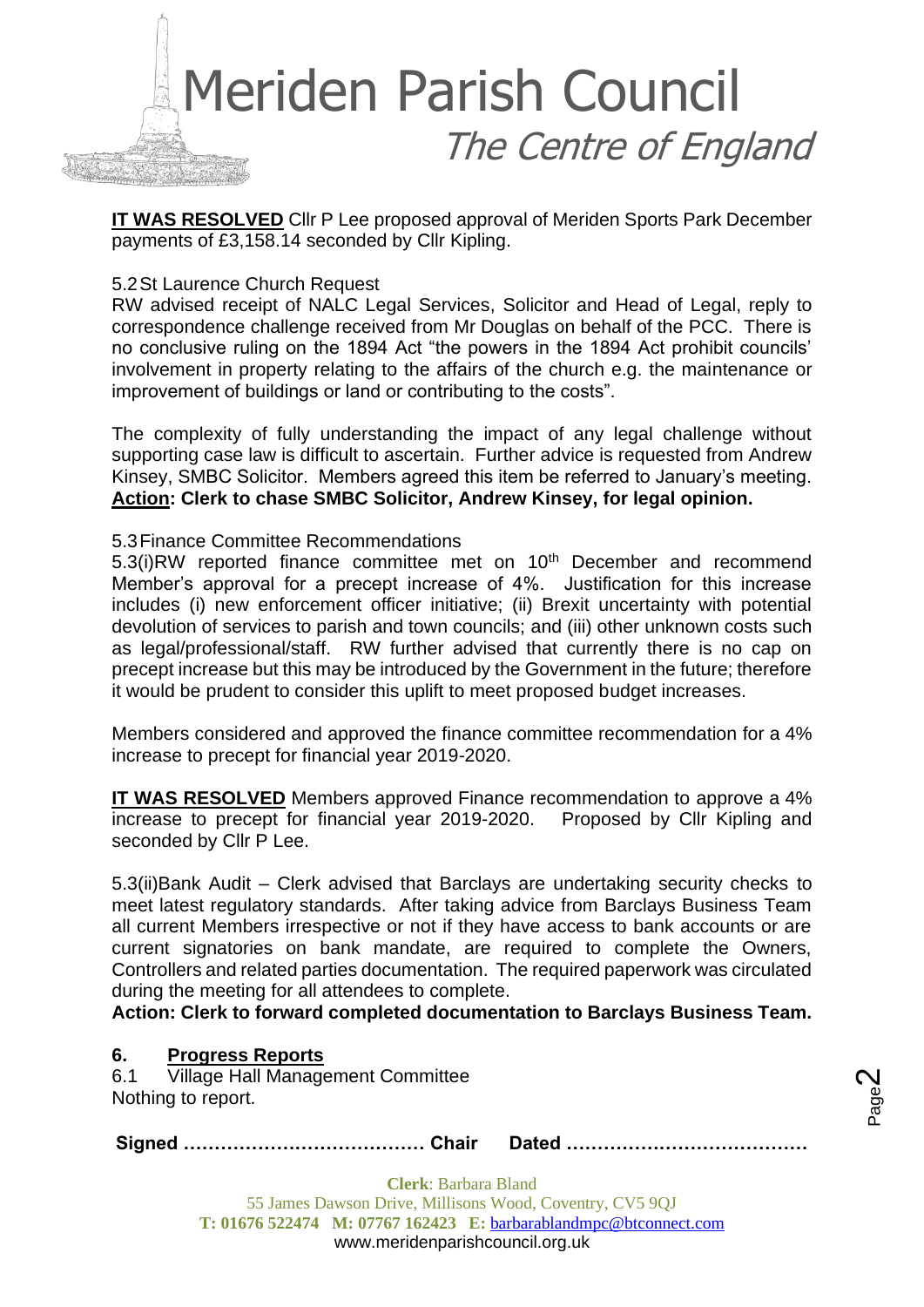**IT WAS RESOLVED** Cllr P Lee proposed approval of Meriden Sports Park December payments of £3,158.14 seconded by Cllr Kipling.

5.2 St Laurence Church Request

RW advised receipt of NALC Legal Services, Solicitor and Head of Legal, reply to correspondence challenge received from Mr Douglas on behalf of the PCC. There is no conclusive ruling on the 1894 Act "the powers in the 1894 Act prohibit councils' involvement in property relating to the affairs of the church e.g. the maintenance or improvement of buildings or land or contributing to the costs".

The complexity of fully understanding the impact of any legal challenge without supporting case law is difficult to ascertain. Further advice is requested from Andrew Kinsey, SMBC Solicitor. Members agreed this item be referred to January's meeting.

**Action: Clerk to chase SMBC Solicitor, Andrew Kinsey, for legal opinion.**

5.3 Finance Committee Recommendations

5.3(i) RW reported finance committee met on 10th December and recommend Member's approval for a precept increase of 4%. Justification for this increase includes (i) new enforcement officer initiative; (ii) Brexit uncertainty with potential devolution of services to parish and town councils; and (iii) other unknown costs such as legal/professional/staff. RW further advised that currently there is no cap on precept increase but this may be introduced by the Government in the future; therefore it would be prudent to consider this uplift to meet proposed budget increases.

Members considered and approved the finance committee recommendation for a 4% increase to precept for financial year 2019-2020.

**IT WAS RESOLVED** Members approved Finance recommendation to approve a 4% increase to precept for financial year 2019-2020. Proposed by Cllr Kipling and seconded by Cllr P Lee.

5.3(ii) Bank Audit – Clerk advised that Barclays are undertaking security checks to meet latest regulatory standards. After taking advice from Barclays Business Team all current Members irrespective or not if they have access to bank accounts or are current signatories on bank mandate, are required to complete the Owners, Controllers and related parties documentation. The required paperwork was circulated during the meeting for all attendees to complete.

**Action: Clerk to forward completed documentation to Barclays Business Team.**

## 6. Progress Reports

6.1 Village Hall Management Committee

Nothing to report.

**Signed ………………………………… Chair Dated …………………………………**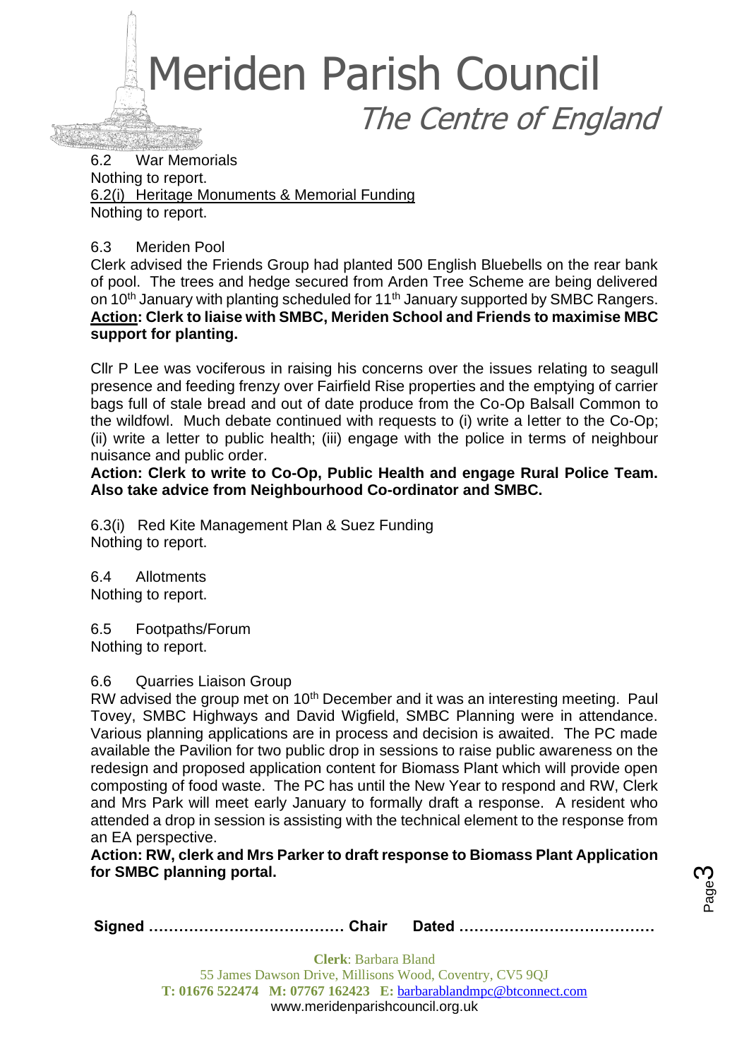6.2 War Memorials
Nothing to report.
6.2(i) Heritage Monuments & Memorial Funding
Nothing to report.

6.3 Meriden Pool
Clerk advised the Friends Group had planted 500 English Bluebells on the rear bank of pool. The trees and hedge secured from Arden Tree Scheme are being delivered on 10th January with planting scheduled for 11th January supported by SMBC Rangers.
**Action: Clerk to liaise with SMBC, Meriden School and Friends to maximise MBC support for planting.**

Cllr P Lee was vociferous in raising his concerns over the issues relating to seagull presence and feeding frenzy over Fairfield Rise properties and the emptying of carrier bags full of stale bread and out of date produce from the Co-Op Balsall Common to the wildfowl. Much debate continued with requests to (i) write a letter to the Co-Op; (ii) write a letter to public health; (iii) engage with the police in terms of neighbour nuisance and public order.
**Action: Clerk to write to Co-Op, Public Health and engage Rural Police Team. Also take advice from Neighbourhood Co-ordinator and SMBC.**

6.3(i) Red Kite Management Plan & Suez Funding
Nothing to report.

6.4 Allotments
Nothing to report.

6.5 Footpaths/Forum
Nothing to report.

6.6 Quarries Liaison Group
RW advised the group met on 10th December and it was an interesting meeting. Paul Tovey, SMBC Highways and David Wigfield, SMBC Planning were in attendance. Various planning applications are in process and decision is awaited. The PC made available the Pavilion for two public drop in sessions to raise public awareness on the redesign and proposed application content for Biomass Plant which will provide open composting of food waste. The PC has until the New Year to respond and RW, Clerk and Mrs Park will meet early January to formally draft a response. A resident who attended a drop in session is assisting with the technical element to the response from an EA perspective.
**Action: RW, clerk and Mrs Parker to draft response to Biomass Plant Application for SMBC planning portal.**

**Signed ………………………………… Chair Dated …………………………………**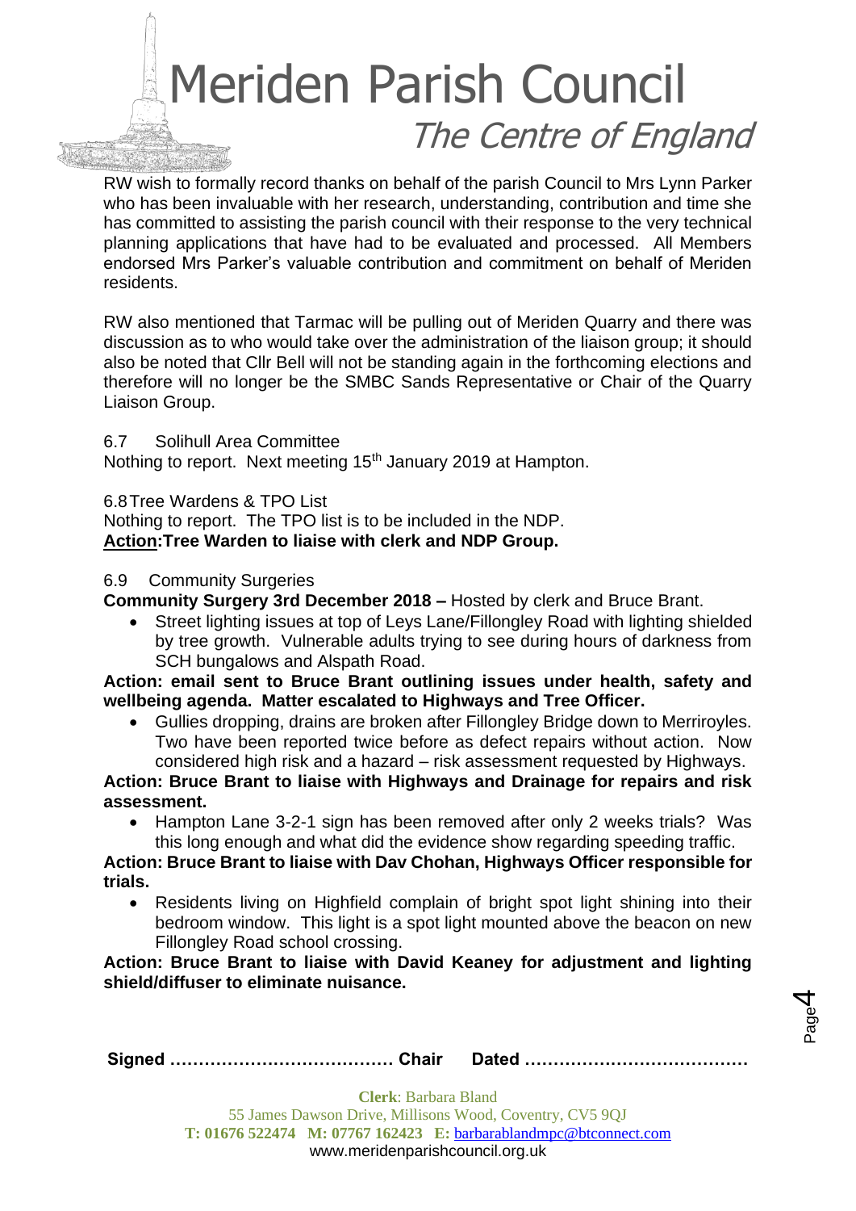RW wish to formally record thanks on behalf of the parish Council to Mrs Lynn Parker who has been invaluable with her research, understanding, contribution and time she has committed to assisting the parish council with their response to the very technical planning applications that have had to be evaluated and processed. All Members endorsed Mrs Parker's valuable contribution and commitment on behalf of Meriden residents.

RW also mentioned that Tarmac will be pulling out of Meriden Quarry and there was discussion as to who would take over the administration of the liaison group; it should also be noted that Cllr Bell will not be standing again in the forthcoming elections and therefore will no longer be the SMBC Sands Representative or Chair of the Quarry Liaison Group.

6.7 Solihull Area Committee
Nothing to report. Next meeting 15th January 2019 at Hampton.

6.8 Tree Wardens & TPO List
Nothing to report. The TPO list is to be included in the NDP.
**Action:Tree Warden to liaise with clerk and NDP Group.**

6.9 Community Surgeries
**Community Surgery 3rd December 2018 –** Hosted by clerk and Bruce Brant.

- Street lighting issues at top of Leys Lane/Fillongley Road with lighting shielded by tree growth. Vulnerable adults trying to see during hours of darkness from SCH bungalows and Alspath Road.

**Action: email sent to Bruce Brant outlining issues under health, safety and wellbeing agenda. Matter escalated to Highways and Tree Officer.**

- Gullies dropping, drains are broken after Fillongley Bridge down to Merriroyles. Two have been reported twice before as defect repairs without action. Now considered high risk and a hazard – risk assessment requested by Highways.

**Action: Bruce Brant to liaise with Highways and Drainage for repairs and risk assessment.**

- Hampton Lane 3-2-1 sign has been removed after only 2 weeks trials? Was this long enough and what did the evidence show regarding speeding traffic.

**Action: Bruce Brant to liaise with Dav Chohan, Highways Officer responsible for trials.**

- Residents living on Highfield complain of bright spot light shining into their bedroom window. This light is a spot light mounted above the beacon on new Fillongley Road school crossing.

**Action: Bruce Brant to liaise with David Keaney for adjustment and lighting shield/diffuser to eliminate nuisance.**

**Signed ………………………………… Chair Dated …………………………………**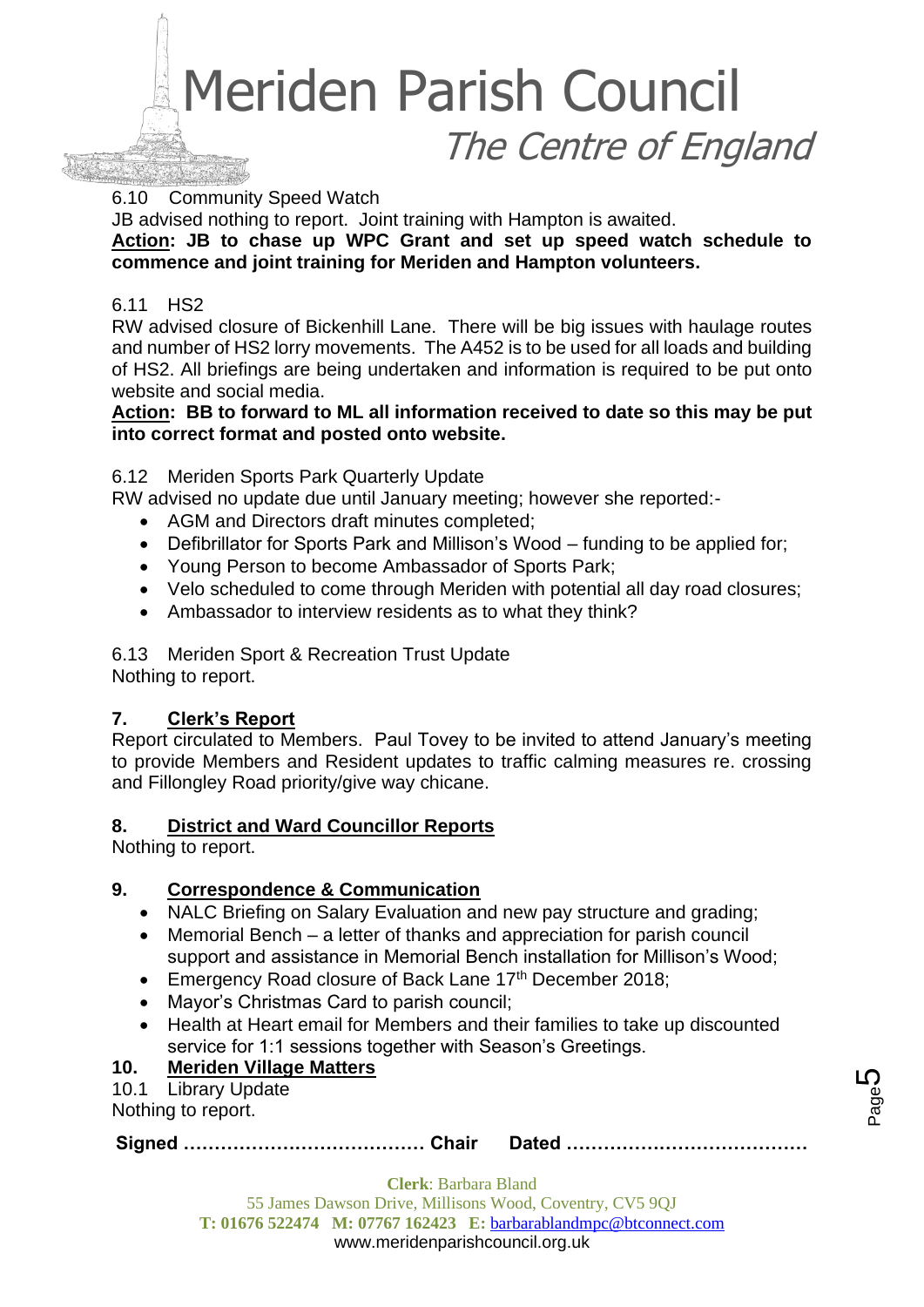6.10 Community Speed Watch

JB advised nothing to report. Joint training with Hampton is awaited.

**Action: JB to chase up WPC Grant and set up speed watch schedule to commence and joint training for Meriden and Hampton volunteers.**

6.11 HS2

RW advised closure of Bickenhill Lane. There will be big issues with haulage routes and number of HS2 lorry movements. The A452 is to be used for all loads and building of HS2. All briefings are being undertaken and information is required to be put onto website and social media.

**Action: BB to forward to ML all information received to date so this may be put into correct format and posted onto website.**

6.12 Meriden Sports Park Quarterly Update

RW advised no update due until January meeting; however she reported:-

- AGM and Directors draft minutes completed;
- Defibrillator for Sports Park and Millison's Wood – funding to be applied for;
- Young Person to become Ambassador of Sports Park;
- Velo scheduled to come through Meriden with potential all day road closures;
- Ambassador to interview residents as to what they think?

6.13 Meriden Sport & Recreation Trust Update

Nothing to report.

## 7. Clerk's Report

Report circulated to Members. Paul Tovey to be invited to attend January's meeting to provide Members and Resident updates to traffic calming measures re. crossing and Fillongley Road priority/give way chicane.

## 8. District and Ward Councillor Reports

Nothing to report.

## 9. Correspondence & Communication

- NALC Briefing on Salary Evaluation and new pay structure and grading;
- Memorial Bench – a letter of thanks and appreciation for parish council support and assistance in Memorial Bench installation for Millison's Wood;
- Emergency Road closure of Back Lane 17th December 2018;
- Mayor's Christmas Card to parish council;
- Health at Heart email for Members and their families to take up discounted service for 1:1 sessions together with Season's Greetings.

## 10. Meriden Village Matters

10.1 Library Update

Nothing to report.

**Signed ………………………………… Chair Dated …………………………………**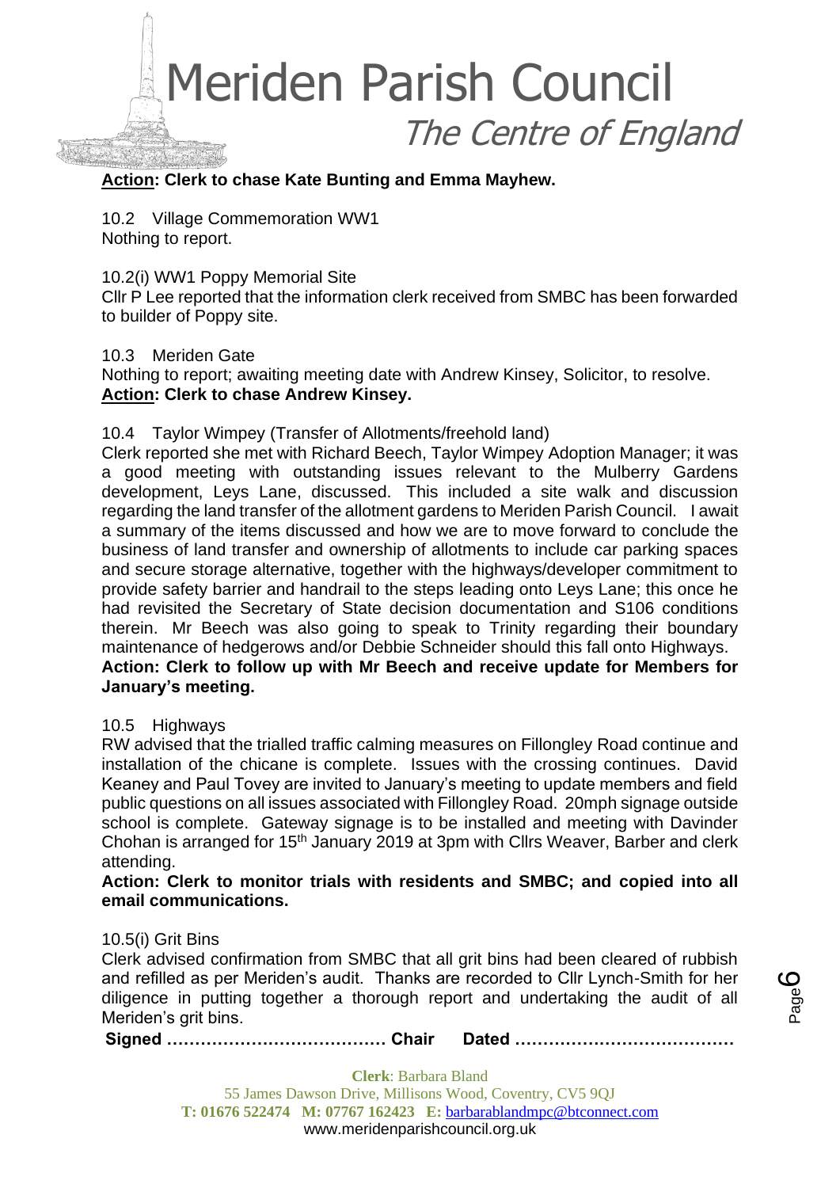**Action: Clerk to chase Kate Bunting and Emma Mayhew.**

10.2 Village Commemoration WW1
Nothing to report.

10.2(i) WW1 Poppy Memorial Site
Cllr P Lee reported that the information clerk received from SMBC has been forwarded to builder of Poppy site.

10.3 Meriden Gate
Nothing to report; awaiting meeting date with Andrew Kinsey, Solicitor, to resolve.
**Action: Clerk to chase Andrew Kinsey.**

10.4 Taylor Wimpey (Transfer of Allotments/freehold land)
Clerk reported she met with Richard Beech, Taylor Wimpey Adoption Manager; it was a good meeting with outstanding issues relevant to the Mulberry Gardens development, Leys Lane, discussed. This included a site walk and discussion regarding the land transfer of the allotment gardens to Meriden Parish Council. I await a summary of the items discussed and how we are to move forward to conclude the business of land transfer and ownership of allotments to include car parking spaces and secure storage alternative, together with the highways/developer commitment to provide safety barrier and handrail to the steps leading onto Leys Lane; this once he had revisited the Secretary of State decision documentation and S106 conditions therein. Mr Beech was also going to speak to Trinity regarding their boundary maintenance of hedgerows and/or Debbie Schneider should this fall onto Highways.
**Action: Clerk to follow up with Mr Beech and receive update for Members for January's meeting.**

10.5 Highways
RW advised that the trialled traffic calming measures on Fillongley Road continue and installation of the chicane is complete. Issues with the crossing continues. David Keaney and Paul Tovey are invited to January's meeting to update members and field public questions on all issues associated with Fillongley Road. 20mph signage outside school is complete. Gateway signage is to be installed and meeting with Davinder Chohan is arranged for 15th January 2019 at 3pm with Cllrs Weaver, Barber and clerk attending.
**Action: Clerk to monitor trials with residents and SMBC; and copied into all email communications.**

10.5(i) Grit Bins
Clerk advised confirmation from SMBC that all grit bins had been cleared of rubbish and refilled as per Meriden's audit. Thanks are recorded to Cllr Lynch-Smith for her diligence in putting together a thorough report and undertaking the audit of all Meriden's grit bins.

**Signed ………………………………… Chair Dated …………………………………**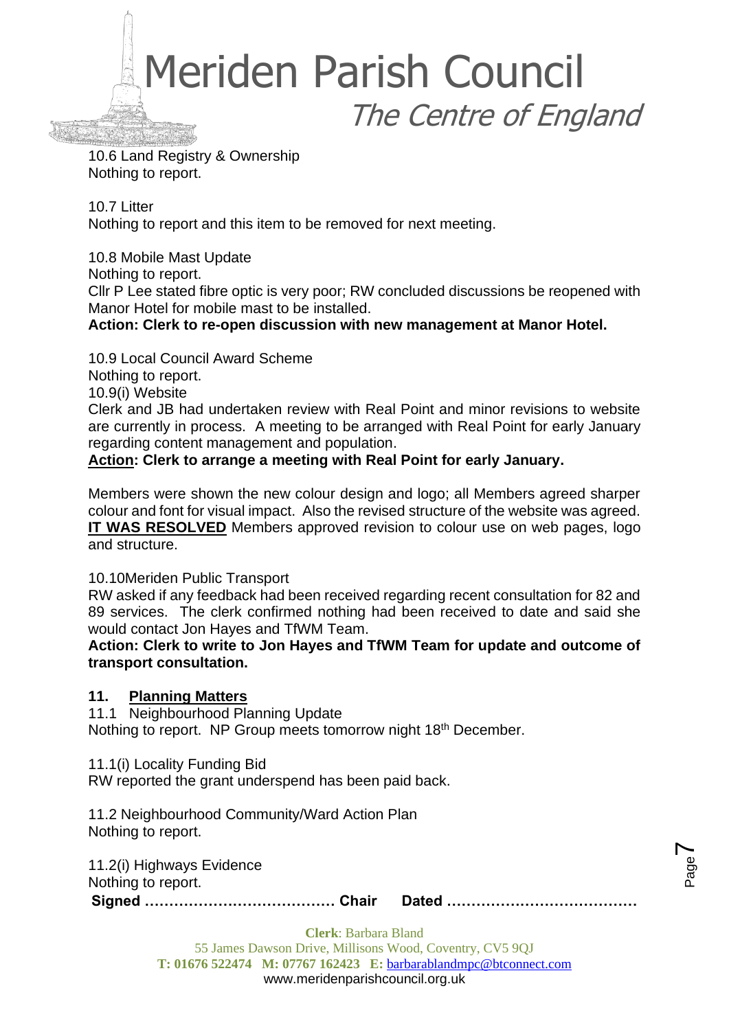10.6 Land Registry & Ownership
Nothing to report.

10.7 Litter
Nothing to report and this item to be removed for next meeting.

10.8 Mobile Mast Update
Nothing to report.
Cllr P Lee stated fibre optic is very poor; RW concluded discussions be reopened with Manor Hotel for mobile mast to be installed.
**Action: Clerk to re-open discussion with new management at Manor Hotel.**

10.9 Local Council Award Scheme
Nothing to report.
10.9(i) Website
Clerk and JB had undertaken review with Real Point and minor revisions to website are currently in process. A meeting to be arranged with Real Point for early January regarding content management and population.
**Action: Clerk to arrange a meeting with Real Point for early January.**

Members were shown the new colour design and logo; all Members agreed sharper colour and font for visual impact. Also the revised structure of the website was agreed.
**IT WAS RESOLVED** Members approved revision to colour use on web pages, logo and structure.

10.10Meriden Public Transport
RW asked if any feedback had been received regarding recent consultation for 82 and 89 services. The clerk confirmed nothing had been received to date and said she would contact Jon Hayes and TfWM Team.
**Action: Clerk to write to Jon Hayes and TfWM Team for update and outcome of transport consultation.**

## 11. Planning Matters

11.1 Neighbourhood Planning Update
Nothing to report. NP Group meets tomorrow night 18th December.

11.1(i) Locality Funding Bid
RW reported the grant underspend has been paid back.

11.2 Neighbourhood Community/Ward Action Plan
Nothing to report.

11.2(i) Highways Evidence
Nothing to report.

**Signed ………………………………… Chair Dated …………………………………**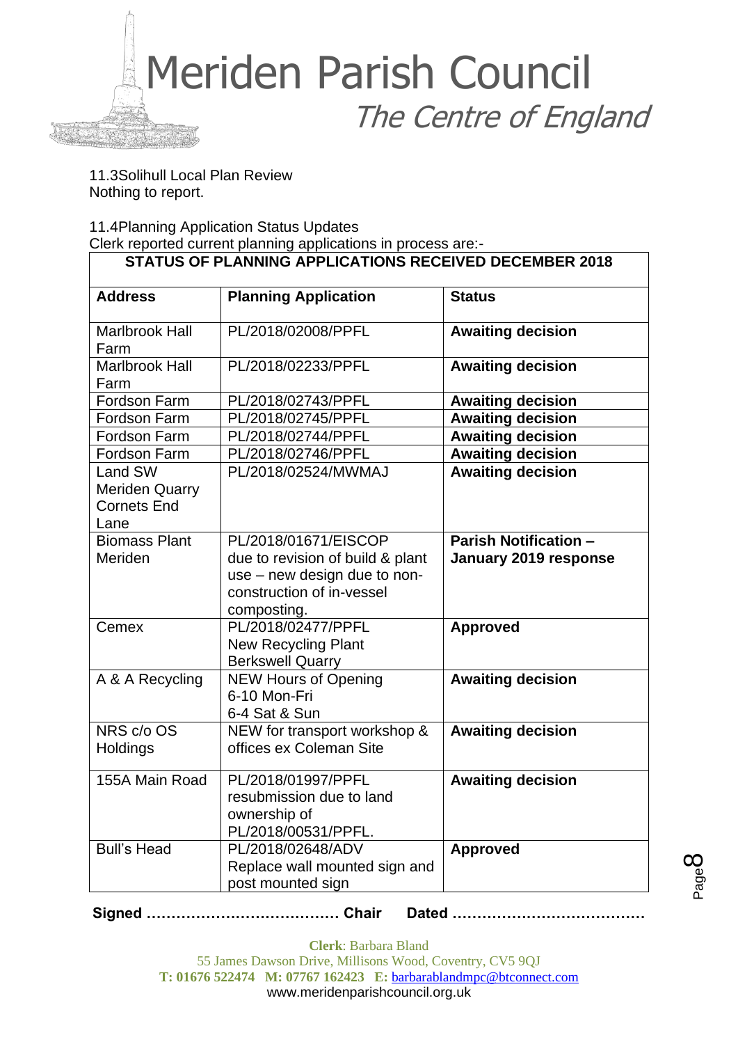11.3Solihull Local Plan Review
Nothing to report.

11.4Planning Application Status Updates
Clerk reported current planning applications in process are:-

| STATUS OF PLANNING APPLICATIONS RECEIVED DECEMBER 2018 | | |
|---|---|---|
| **Address** | **Planning Application** | **Status** |
| Marlbrook Hall Farm | PL/2018/02008/PPFL | **Awaiting decision** |
| Marlbrook Hall Farm | PL/2018/02233/PPFL | **Awaiting decision** |
| Fordson Farm | PL/2018/02743/PPFL | **Awaiting decision** |
| Fordson Farm | PL/2018/02745/PPFL | **Awaiting decision** |
| Fordson Farm | PL/2018/02744/PPFL | **Awaiting decision** |
| Fordson Farm | PL/2018/02746/PPFL | **Awaiting decision** |
| Land SW Meriden Quarry Cornets End Lane | PL/2018/02524/MWMAJ | **Awaiting decision** |
| Biomass Plant Meriden | PL/2018/01671/EISCOP due to revision of build & plant use – new design due to non-construction of in-vessel composting. | **Parish Notification – January 2019 response** |
| Cemex | PL/2018/02477/PPFL New Recycling Plant Berkswell Quarry | **Approved** |
| A & A Recycling | NEW Hours of Opening 6-10 Mon-Fri 6-4 Sat & Sun | **Awaiting decision** |
| NRS c/o OS Holdings | NEW for transport workshop & offices ex Coleman Site | **Awaiting decision** |
| 155A Main Road | PL/2018/01997/PPFL resubmission due to land ownership of PL/2018/00531/PPFL. | **Awaiting decision** |
| Bull's Head | PL/2018/02648/ADV Replace wall mounted sign and post mounted sign | **Approved** |

**Signed ………………………………… Chair Dated …………………………………**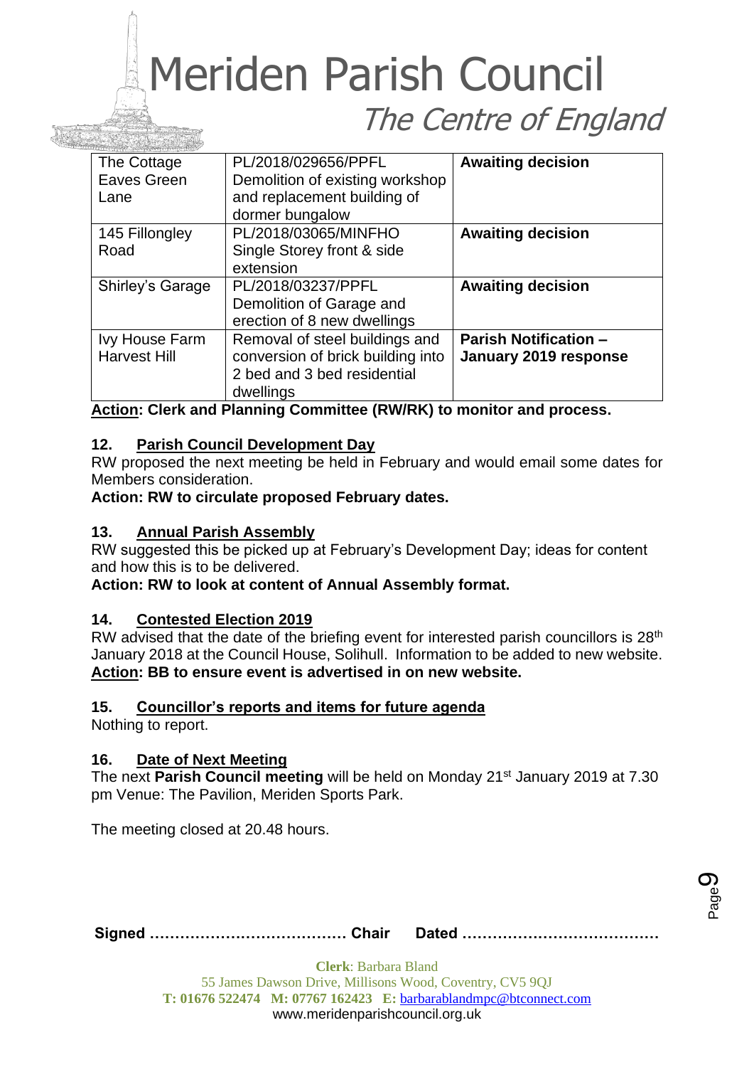| | | |
|---|---|---|
| The Cottage Eaves Green Lane | PL/2018/029656/PPFL Demolition of existing workshop and replacement building of dormer bungalow | **Awaiting decision** |
| 145 Fillongley Road | PL/2018/03065/MINFHO Single Storey front & side extension | **Awaiting decision** |
| Shirley's Garage | PL/2018/03237/PPFL Demolition of Garage and erection of 8 new dwellings | **Awaiting decision** |
| Ivy House Farm Harvest Hill | Removal of steel buildings and conversion of brick building into 2 bed and 3 bed residential dwellings | **Parish Notification – January 2019 response** |

**Action: Clerk and Planning Committee (RW/RK) to monitor and process.**

## 12. Parish Council Development Day

RW proposed the next meeting be held in February and would email some dates for Members consideration.

**Action: RW to circulate proposed February dates.**

## 13. Annual Parish Assembly

RW suggested this be picked up at February's Development Day; ideas for content and how this is to be delivered.

**Action: RW to look at content of Annual Assembly format.**

## 14. Contested Election 2019

RW advised that the date of the briefing event for interested parish councillors is 28th January 2018 at the Council House, Solihull. Information to be added to new website.

**Action: BB to ensure event is advertised in on new website.**

## 15. Councillor's reports and items for future agenda

Nothing to report.

## 16. Date of Next Meeting

The next **Parish Council meeting** will be held on Monday 21st January 2019 at 7.30 pm Venue: The Pavilion, Meriden Sports Park.

The meeting closed at 20.48 hours.

**Signed ………………………………… Chair Dated …………………………………**